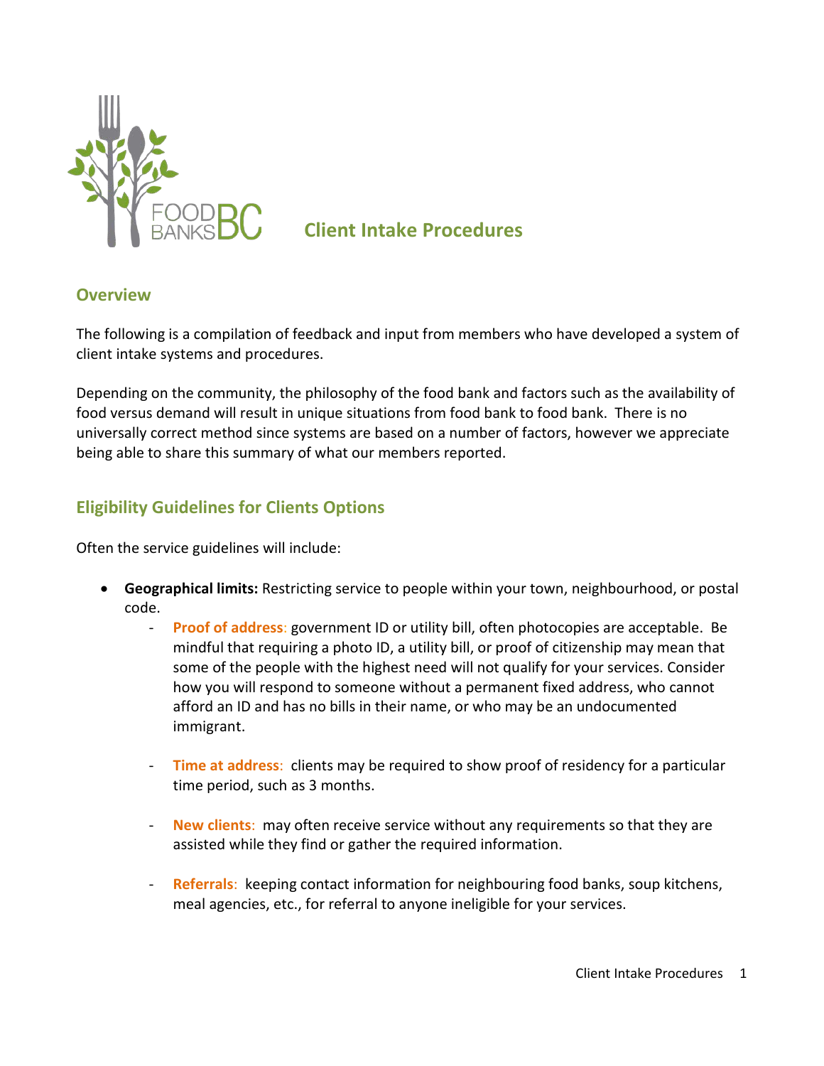# Client Intake Procedures

## Overview

The following is a compilation of feedback and input from members who have developed a system of client intake systems and procedures.

Depending on the community, the philosophy of the food bank and factors such as the availability of food versus demand will result in unique situations from food bank to food bank. There is no universally correct method since systems are based on a number of factors, however we appreciate being able to share this summary of what our members reported.

## Eligibility Guidelines for Clients Options

Often the service guidelines will include:

- **Geographical limits:** Restricting service to people within your town, neighbourhood, or postal code.
  - **Proof of address**: government ID or utility bill, often photocopies are acceptable. Be mindful that requiring a photo ID, a utility bill, or proof of citizenship may mean that some of the people with the highest need will not qualify for your services. Consider how you will respond to someone without a permanent fixed address, who cannot afford an ID and has no bills in their name, or who may be an undocumented immigrant.
  - **Time at address**: clients may be required to show proof of residency for a particular time period, such as 3 months.
  - **New clients**: may often receive service without any requirements so that they are assisted while they find or gather the required information.
  - **Referrals**: keeping contact information for neighbouring food banks, soup kitchens, meal agencies, etc., for referral to anyone ineligible for your services.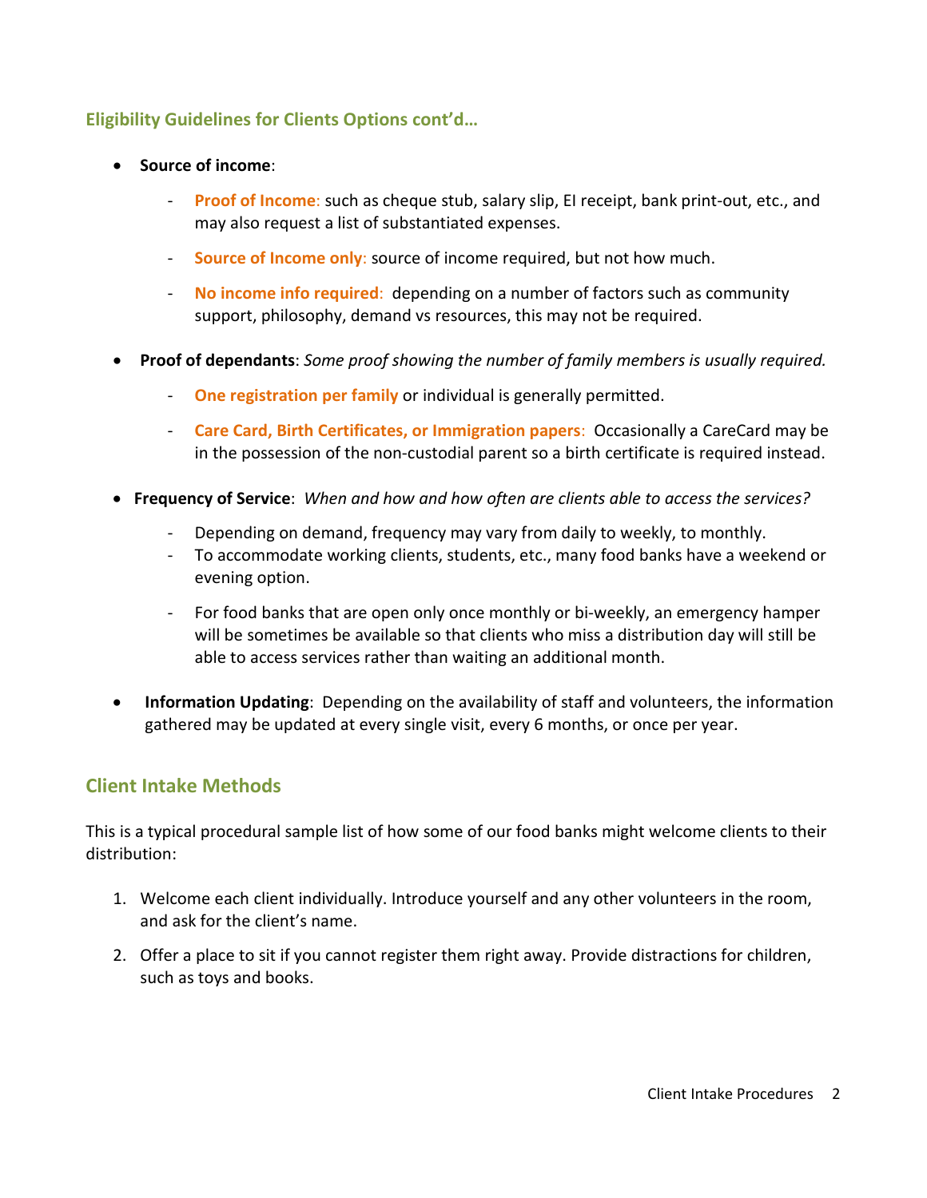## Eligibility Guidelines for Clients Options cont'd…

- **Source of income**:
  - **Proof of Income**: such as cheque stub, salary slip, EI receipt, bank print-out, etc., and may also request a list of substantiated expenses.
  - **Source of Income only**: source of income required, but not how much.
  - **No income info required**: depending on a number of factors such as community support, philosophy, demand vs resources, this may not be required.
- **Proof of dependants**: *Some proof showing the number of family members is usually required.*
  - **One registration per family** or individual is generally permitted.
  - **Care Card, Birth Certificates, or Immigration papers**: Occasionally a CareCard may be in the possession of the non-custodial parent so a birth certificate is required instead.
- **Frequency of Service**: *When and how and how often are clients able to access the services?*
  - Depending on demand, frequency may vary from daily to weekly, to monthly.
  - To accommodate working clients, students, etc., many food banks have a weekend or evening option.
  - For food banks that are open only once monthly or bi-weekly, an emergency hamper will be sometimes be available so that clients who miss a distribution day will still be able to access services rather than waiting an additional month.
- **Information Updating**: Depending on the availability of staff and volunteers, the information gathered may be updated at every single visit, every 6 months, or once per year.

## Client Intake Methods

This is a typical procedural sample list of how some of our food banks might welcome clients to their distribution:

1. Welcome each client individually. Introduce yourself and any other volunteers in the room, and ask for the client's name.
2. Offer a place to sit if you cannot register them right away. Provide distractions for children, such as toys and books.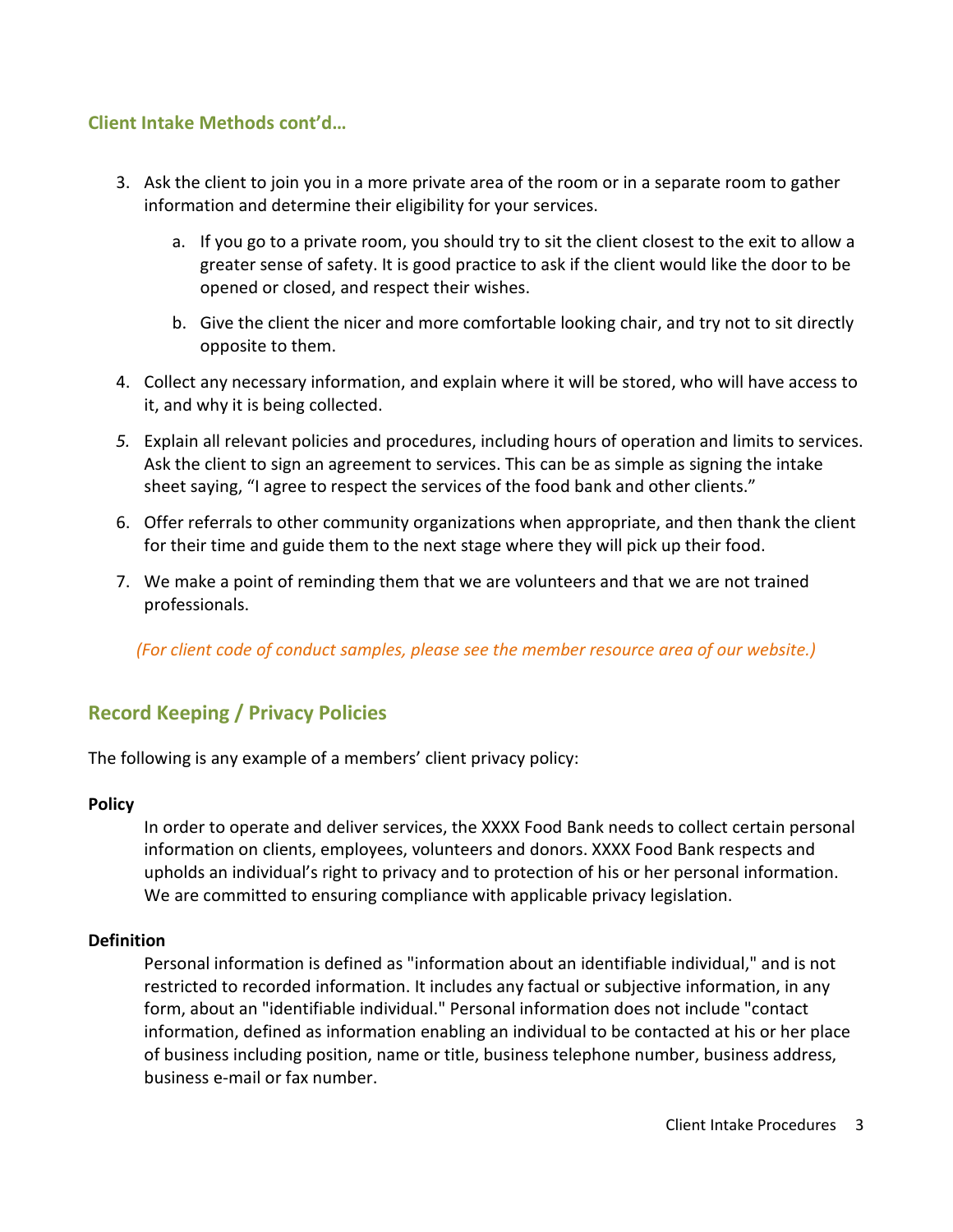### Client Intake Methods cont'd…

3. Ask the client to join you in a more private area of the room or in a separate room to gather information and determine their eligibility for your services.
    a. If you go to a private room, you should try to sit the client closest to the exit to allow a greater sense of safety. It is good practice to ask if the client would like the door to be opened or closed, and respect their wishes.
    b. Give the client the nicer and more comfortable looking chair, and try not to sit directly opposite to them.
4. Collect any necessary information, and explain where it will be stored, who will have access to it, and why it is being collected.
5. Explain all relevant policies and procedures, including hours of operation and limits to services. Ask the client to sign an agreement to services. This can be as simple as signing the intake sheet saying, "I agree to respect the services of the food bank and other clients."
6. Offer referrals to other community organizations when appropriate, and then thank the client for their time and guide them to the next stage where they will pick up their food.
7. We make a point of reminding them that we are volunteers and that we are not trained professionals.

*(For client code of conduct samples, please see the member resource area of our website.)*

## Record Keeping / Privacy Policies

The following is any example of a members' client privacy policy:

**Policy**

In order to operate and deliver services, the XXXX Food Bank needs to collect certain personal information on clients, employees, volunteers and donors. XXXX Food Bank respects and upholds an individual's right to privacy and to protection of his or her personal information. We are committed to ensuring compliance with applicable privacy legislation.

**Definition**

Personal information is defined as "information about an identifiable individual," and is not restricted to recorded information. It includes any factual or subjective information, in any form, about an "identifiable individual." Personal information does not include "contact information, defined as information enabling an individual to be contacted at his or her place of business including position, name or title, business telephone number, business address, business e-mail or fax number.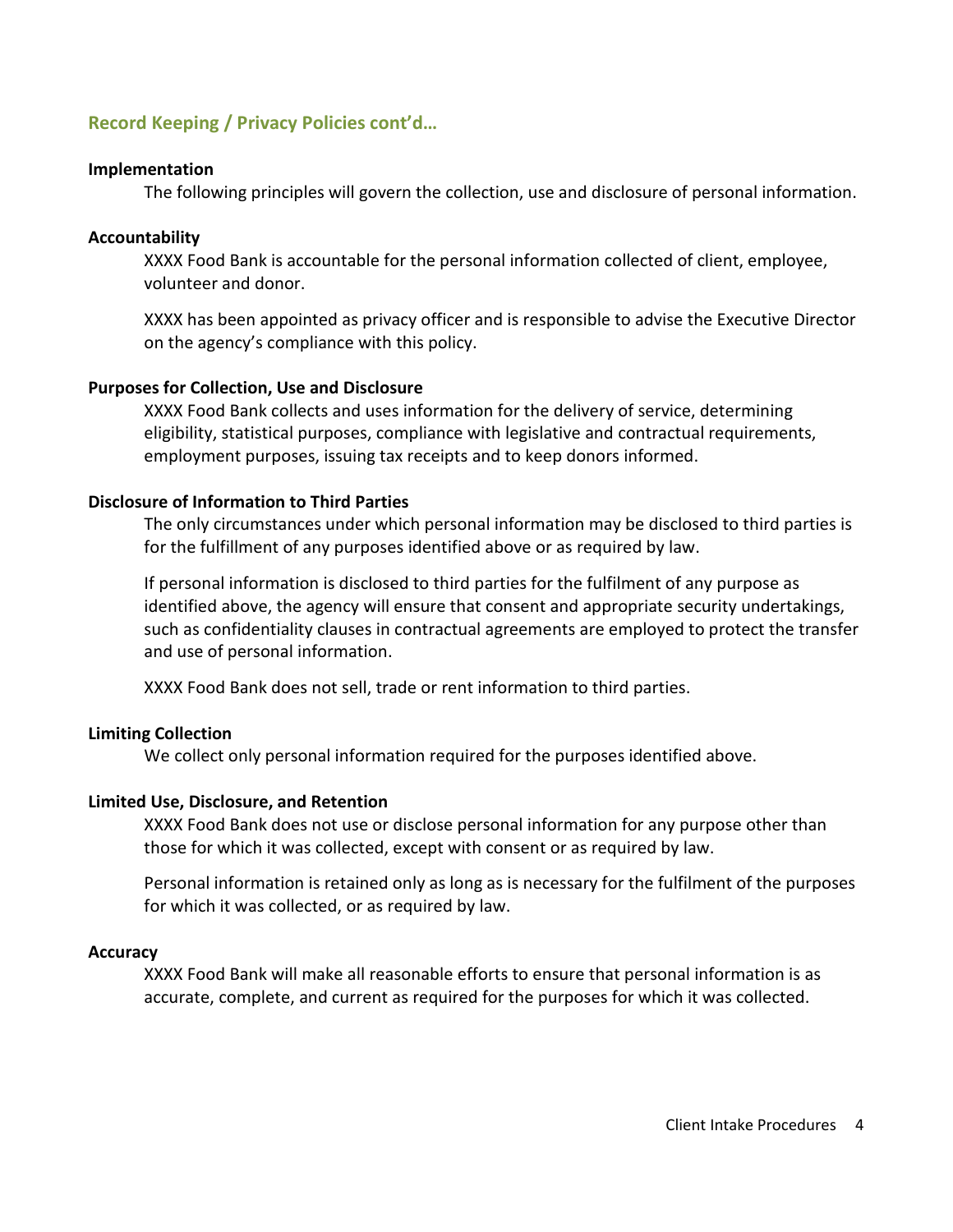## Record Keeping / Privacy Policies cont'd…

**Implementation**

The following principles will govern the collection, use and disclosure of personal information.

**Accountability**

XXXX Food Bank is accountable for the personal information collected of client, employee, volunteer and donor.

XXXX has been appointed as privacy officer and is responsible to advise the Executive Director on the agency's compliance with this policy.

**Purposes for Collection, Use and Disclosure**

XXXX Food Bank collects and uses information for the delivery of service, determining eligibility, statistical purposes, compliance with legislative and contractual requirements, employment purposes, issuing tax receipts and to keep donors informed.

**Disclosure of Information to Third Parties**

The only circumstances under which personal information may be disclosed to third parties is for the fulfillment of any purposes identified above or as required by law.

If personal information is disclosed to third parties for the fulfilment of any purpose as identified above, the agency will ensure that consent and appropriate security undertakings, such as confidentiality clauses in contractual agreements are employed to protect the transfer and use of personal information.

XXXX Food Bank does not sell, trade or rent information to third parties.

**Limiting Collection**

We collect only personal information required for the purposes identified above.

**Limited Use, Disclosure, and Retention**

XXXX Food Bank does not use or disclose personal information for any purpose other than those for which it was collected, except with consent or as required by law.

Personal information is retained only as long as is necessary for the fulfilment of the purposes for which it was collected, or as required by law.

**Accuracy**

XXXX Food Bank will make all reasonable efforts to ensure that personal information is as accurate, complete, and current as required for the purposes for which it was collected.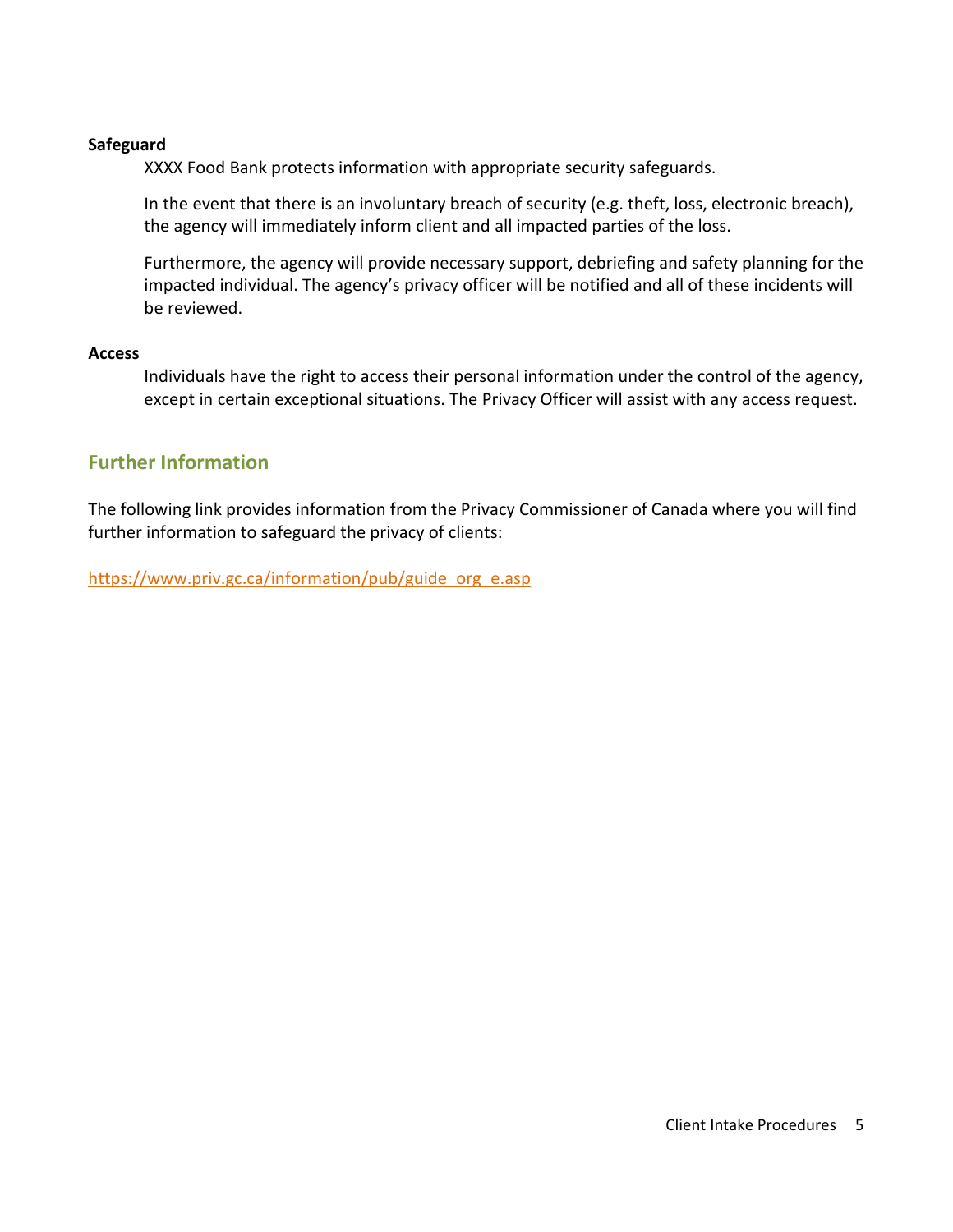**Safeguard**

XXXX Food Bank protects information with appropriate security safeguards.

In the event that there is an involuntary breach of security (e.g. theft, loss, electronic breach), the agency will immediately inform client and all impacted parties of the loss.

Furthermore, the agency will provide necessary support, debriefing and safety planning for the impacted individual. The agency's privacy officer will be notified and all of these incidents will be reviewed.

**Access**

Individuals have the right to access their personal information under the control of the agency, except in certain exceptional situations. The Privacy Officer will assist with any access request.

## Further Information

The following link provides information from the Privacy Commissioner of Canada where you will find further information to safeguard the privacy of clients:

https://www.priv.gc.ca/information/pub/guide_org_e.asp